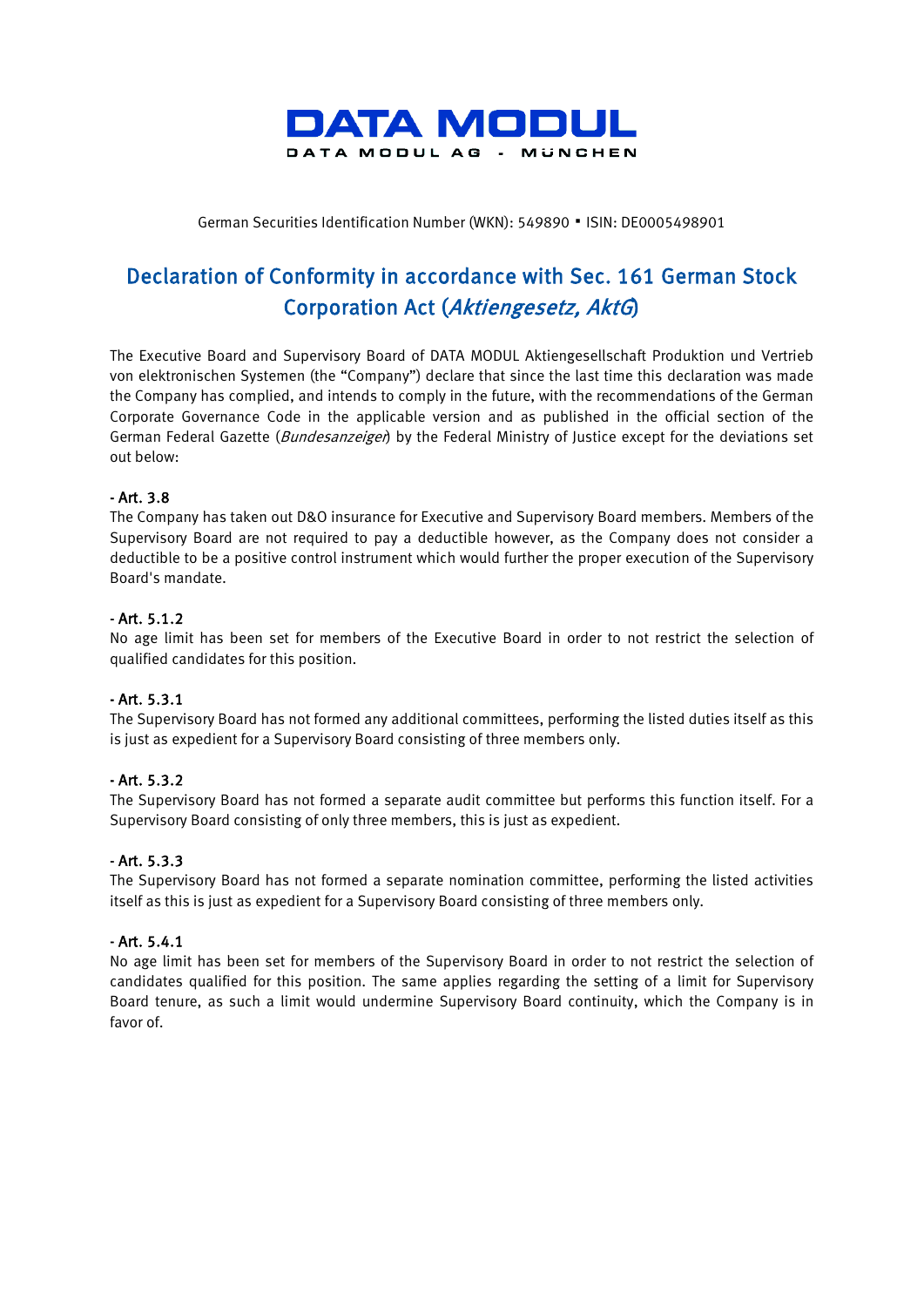# DATA MODUL

DATA MODUL AG - MÜNCHEN

German Securities Identification Number (WKN): 549890 ▪ ISIN: DE0005498901

## Declaration of Conformity in accordance with Sec. 161 German Stock Corporation Act (*Aktiengesetz, AktG*)

The Executive Board and Supervisory Board of DATA MODUL Aktiengesellschaft Produktion und Vertrieb von elektronischen Systemen (the "Company") declare that since the last time this declaration was made the Company has complied, and intends to comply in the future, with the recommendations of the German Corporate Governance Code in the applicable version and as published in the official section of the German Federal Gazette (*Bundesanzeiger*) by the Federal Ministry of Justice except for the deviations set out below:

**- Art. 3.8**

The Company has taken out D&O insurance for Executive and Supervisory Board members. Members of the Supervisory Board are not required to pay a deductible however, as the Company does not consider a deductible to be a positive control instrument which would further the proper execution of the Supervisory Board's mandate.

**- Art. 5.1.2**

No age limit has been set for members of the Executive Board in order to not restrict the selection of qualified candidates for this position.

**- Art. 5.3.1**

The Supervisory Board has not formed any additional committees, performing the listed duties itself as this is just as expedient for a Supervisory Board consisting of three members only.

**- Art. 5.3.2**

The Supervisory Board has not formed a separate audit committee but performs this function itself. For a Supervisory Board consisting of only three members, this is just as expedient.

**- Art. 5.3.3**

The Supervisory Board has not formed a separate nomination committee, performing the listed activities itself as this is just as expedient for a Supervisory Board consisting of three members only.

**- Art. 5.4.1**

No age limit has been set for members of the Supervisory Board in order to not restrict the selection of candidates qualified for this position. The same applies regarding the setting of a limit for Supervisory Board tenure, as such a limit would undermine Supervisory Board continuity, which the Company is in favor of.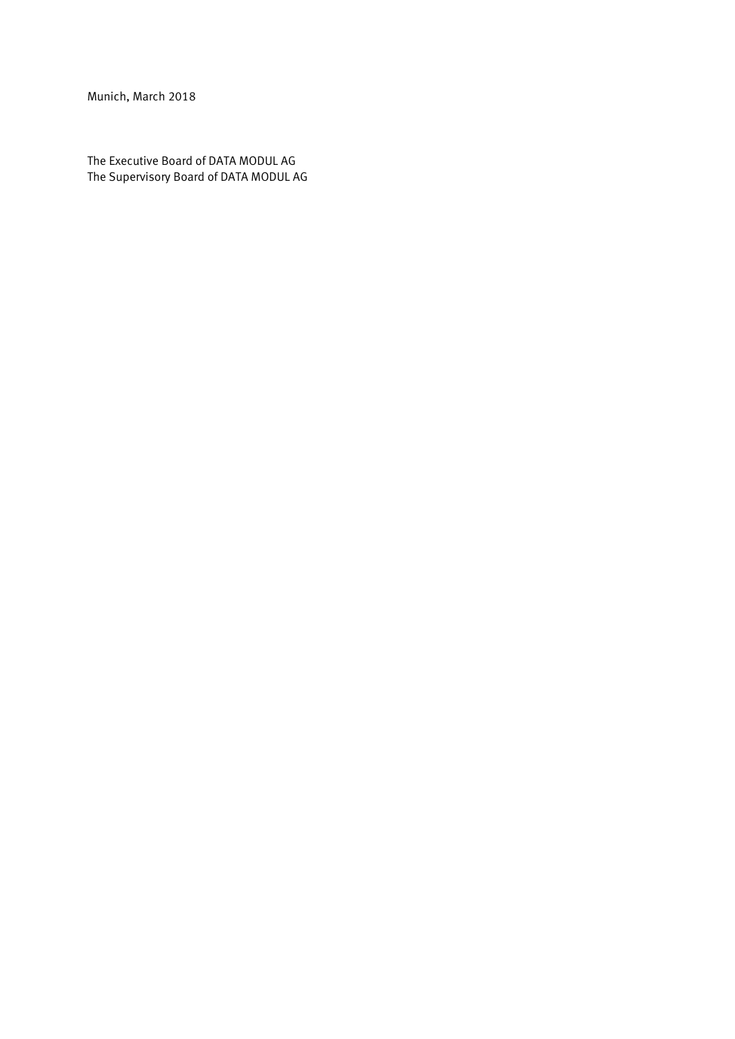Munich, March 2018

The Executive Board of DATA MODUL AG
The Supervisory Board of DATA MODUL AG